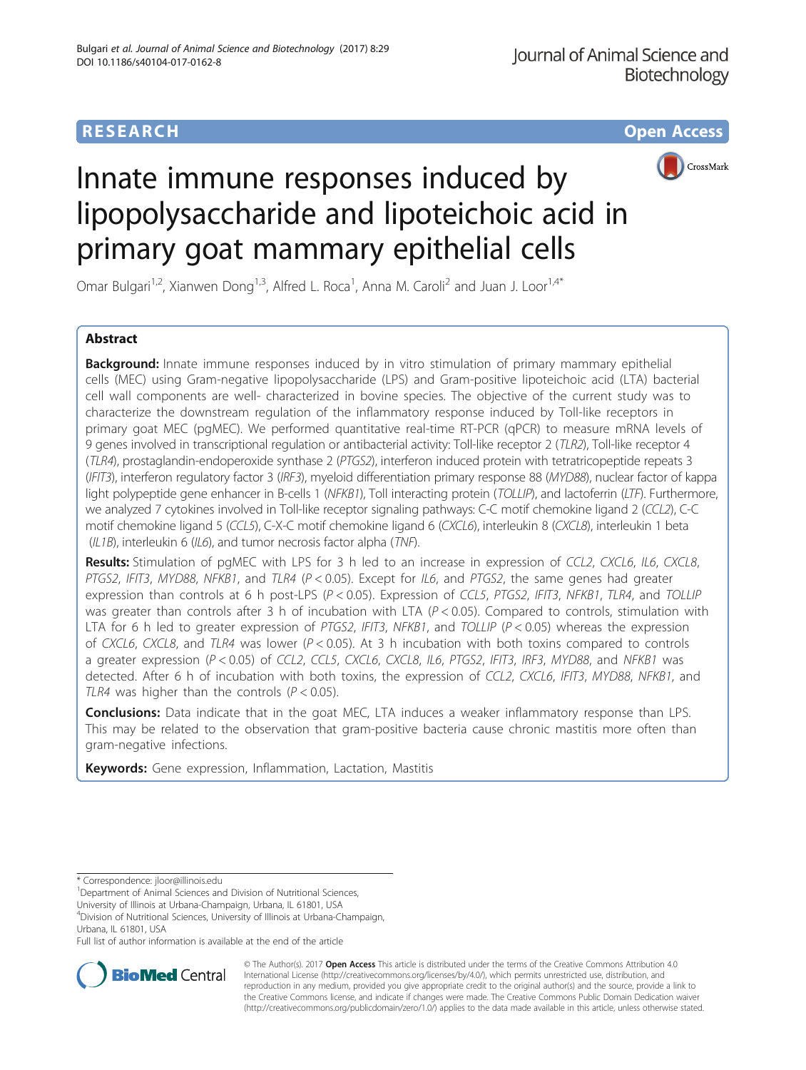RESEARCH Open Access

# Innate immune responses induced by lipopolysaccharide and lipoteichoic acid in primary goat mammary epithelial cells

Omar Bulgari[1,2], Xianwen Dong[1,3], Alfred L. Roca[1], Anna M. Caroli[2] and Juan J. Loor[1,4*]

## Abstract

**Background:** Innate immune responses induced by in vitro stimulation of primary mammary epithelial cells (MEC) using Gram-negative lipopolysaccharide (LPS) and Gram-positive lipoteichoic acid (LTA) bacterial cell wall components are well- characterized in bovine species. The objective of the current study was to characterize the downstream regulation of the inflammatory response induced by Toll-like receptors in primary goat MEC (pgMEC). We performed quantitative real-time RT-PCR (qPCR) to measure mRNA levels of 9 genes involved in transcriptional regulation or antibacterial activity: Toll-like receptor 2 (*TLR2*), Toll-like receptor 4 (*TLR4*), prostaglandin-endoperoxide synthase 2 (*PTGS2*), interferon induced protein with tetratricopeptide repeats 3 (*IFIT3*), interferon regulatory factor 3 (*IRF3*), myeloid differentiation primary response 88 (*MYD88*), nuclear factor of kappa light polypeptide gene enhancer in B-cells 1 (*NFKB1*), Toll interacting protein (*TOLLIP*), and lactoferrin (*LTF*). Furthermore, we analyzed 7 cytokines involved in Toll-like receptor signaling pathways: C-C motif chemokine ligand 2 (*CCL2*), C-C motif chemokine ligand 5 (*CCL5*), C-X-C motif chemokine ligand 6 (*CXCL6*), interleukin 8 (*CXCL8*), interleukin 1 beta (*IL1B*), interleukin 6 (*IL6*), and tumor necrosis factor alpha (*TNF*).

**Results:** Stimulation of pgMEC with LPS for 3 h led to an increase in expression of *CCL2*, *CXCL6*, *IL6*, *CXCL8*, *PTGS2*, *IFIT3*, *MYD88*, *NFKB1*, and *TLR4* ($P < 0.05$). Except for *IL6*, and *PTGS2*, the same genes had greater expression than controls at 6 h post-LPS ($P < 0.05$). Expression of *CCL5*, *PTGS2*, *IFIT3*, *NFKB1*, *TLR4*, and *TOLLIP* was greater than controls after 3 h of incubation with LTA ($P < 0.05$). Compared to controls, stimulation with LTA for 6 h led to greater expression of *PTGS2*, *IFIT3*, *NFKB1*, and *TOLLIP* ($P < 0.05$) whereas the expression of *CXCL6*, *CXCL8*, and *TLR4* was lower ($P < 0.05$). At 3 h incubation with both toxins compared to controls a greater expression ($P < 0.05$) of *CCL2*, *CCL5*, *CXCL6*, *CXCL8*, *IL6*, *PTGS2*, *IFIT3*, *IRF3*, *MYD88*, and *NFKB1* was detected. After 6 h of incubation with both toxins, the expression of *CCL2*, *CXCL6*, *IFIT3*, *MYD88*, *NFKB1*, and *TLR4* was higher than the controls ($P < 0.05$).

**Conclusions:** Data indicate that in the goat MEC, LTA induces a weaker inflammatory response than LPS. This may be related to the observation that gram-positive bacteria cause chronic mastitis more often than gram-negative infections.

**Keywords:** Gene expression, Inflammation, Lactation, Mastitis

---

\* Correspondence: jloor@illinois.edu
[1]Department of Animal Sciences and Division of Nutritional Sciences, University of Illinois at Urbana-Champaign, Urbana, IL 61801, USA
[4]Division of Nutritional Sciences, University of Illinois at Urbana-Champaign, Urbana, IL 61801, USA
Full list of author information is available at the end of the article

© The Author(s). 2017 **Open Access** This article is distributed under the terms of the Creative Commons Attribution 4.0 International License (http://creativecommons.org/licenses/by/4.0/), which permits unrestricted use, distribution, and reproduction in any medium, provided you give appropriate credit to the original author(s) and the source, provide a link to the Creative Commons license, and indicate if changes were made. The Creative Commons Public Domain Dedication waiver (http://creativecommons.org/publicdomain/zero/1.0/) applies to the data made available in this article, unless otherwise stated.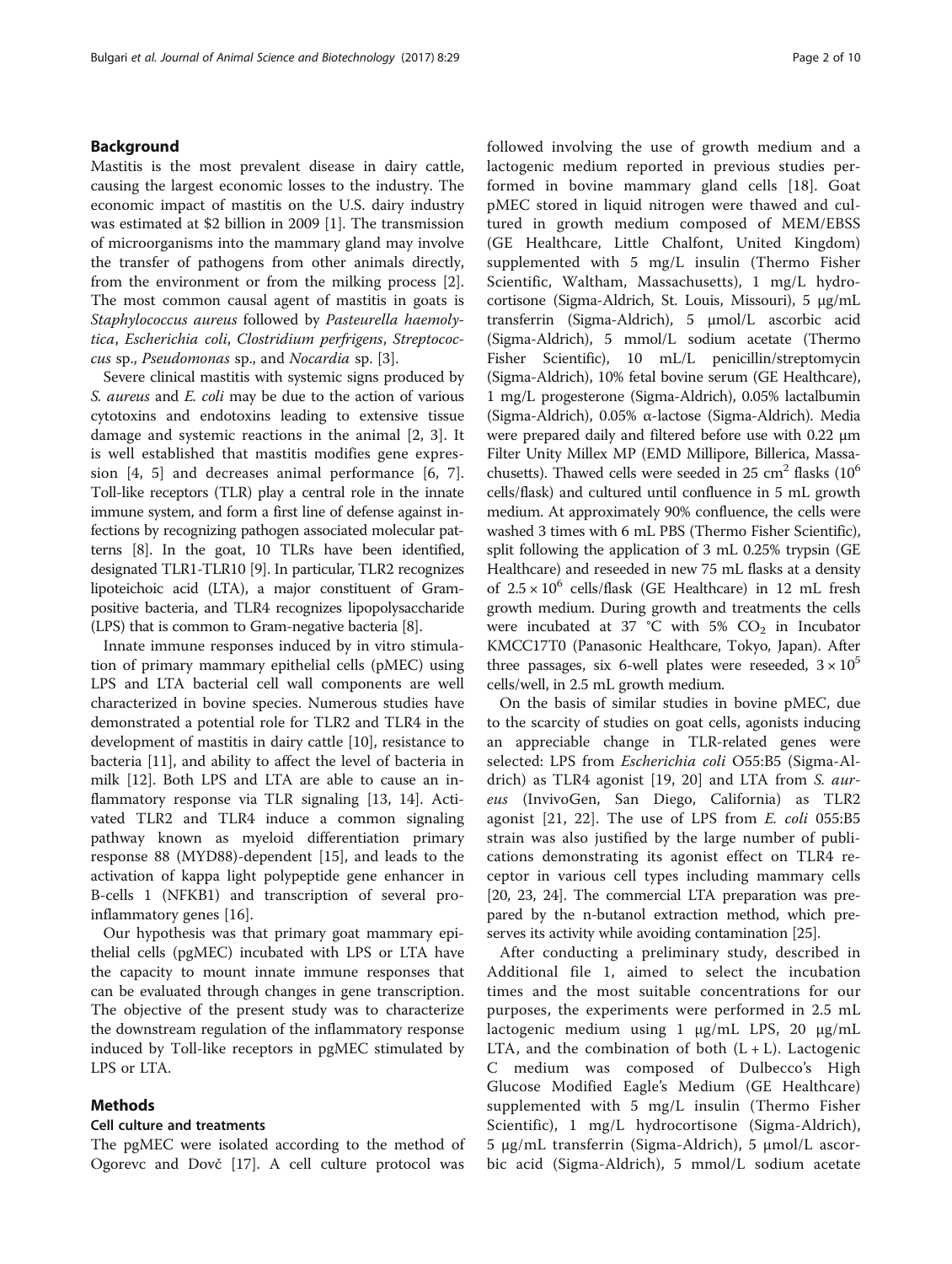## Background

Mastitis is the most prevalent disease in dairy cattle, causing the largest economic losses to the industry. The economic impact of mastitis on the U.S. dairy industry was estimated at $2 billion in 2009 [1]. The transmission of microorganisms into the mammary gland may involve the transfer of pathogens from other animals directly, from the environment or from the milking process [2]. The most common causal agent of mastitis in goats is *Staphylococcus aureus* followed by *Pasteurella haemolytica*, *Escherichia coli*, *Clostridium perfrigens*, *Streptococcus* sp., *Pseudomonas* sp., and *Nocardia* sp. [3].

Severe clinical mastitis with systemic signs produced by *S. aureus* and *E. coli* may be due to the action of various cytotoxins and endotoxins leading to extensive tissue damage and systemic reactions in the animal [2, 3]. It is well established that mastitis modifies gene expression [4, 5] and decreases animal performance [6, 7]. Toll-like receptors (TLR) play a central role in the innate immune system, and form a first line of defense against infections by recognizing pathogen associated molecular patterns [8]. In the goat, 10 TLRs have been identified, designated TLR1-TLR10 [9]. In particular, TLR2 recognizes lipoteichoic acid (LTA), a major constituent of Gram-positive bacteria, and TLR4 recognizes lipopolysaccharide (LPS) that is common to Gram-negative bacteria [8].

Innate immune responses induced by in vitro stimulation of primary mammary epithelial cells (pMEC) using LPS and LTA bacterial cell wall components are well characterized in bovine species. Numerous studies have demonstrated a potential role for TLR2 and TLR4 in the development of mastitis in dairy cattle [10], resistance to bacteria [11], and ability to affect the level of bacteria in milk [12]. Both LPS and LTA are able to cause an inflammatory response via TLR signaling [13, 14]. Activated TLR2 and TLR4 induce a common signaling pathway known as myeloid differentiation primary response 88 (MYD88)-dependent [15], and leads to the activation of kappa light polypeptide gene enhancer in B-cells 1 (NFKB1) and transcription of several pro-inflammatory genes [16].

Our hypothesis was that primary goat mammary epithelial cells (pgMEC) incubated with LPS or LTA have the capacity to mount innate immune responses that can be evaluated through changes in gene transcription. The objective of the present study was to characterize the downstream regulation of the inflammatory response induced by Toll-like receptors in pgMEC stimulated by LPS or LTA.

## Methods

### Cell culture and treatments

The pgMEC were isolated according to the method of Ogorevc and Dovč [17]. A cell culture protocol was followed involving the use of growth medium and a lactogenic medium reported in previous studies performed in bovine mammary gland cells [18]. Goat pMEC stored in liquid nitrogen were thawed and cultured in growth medium composed of MEM/EBSS (GE Healthcare, Little Chalfont, United Kingdom) supplemented with 5 mg/L insulin (Thermo Fisher Scientific, Waltham, Massachusetts), 1 mg/L hydrocortisone (Sigma-Aldrich, St. Louis, Missouri), 5 μg/mL transferrin (Sigma-Aldrich), 5 μmol/L ascorbic acid (Sigma-Aldrich), 5 mmol/L sodium acetate (Thermo Fisher Scientific), 10 mL/L penicillin/streptomycin (Sigma-Aldrich), 10% fetal bovine serum (GE Healthcare), 1 mg/L progesterone (Sigma-Aldrich), 0.05% lactalbumin (Sigma-Aldrich), 0.05% α-lactose (Sigma-Aldrich). Media were prepared daily and filtered before use with 0.22 μm Filter Unity Millex MP (EMD Millipore, Billerica, Massachusetts). Thawed cells were seeded in 25 $cm^2$ flasks ($10^6$ cells/flask) and cultured until confluence in 5 mL growth medium. At approximately 90% confluence, the cells were washed 3 times with 6 mL PBS (Thermo Fisher Scientific), split following the application of 3 mL 0.25% trypsin (GE Healthcare) and reseeded in new 75 mL flasks at a density of $2.5 \times 10^6$ cells/flask (GE Healthcare) in 12 mL fresh growth medium. During growth and treatments the cells were incubated at 37 °C with 5% $CO_2$ in Incubator KMCC17T0 (Panasonic Healthcare, Tokyo, Japan). After three passages, six 6-well plates were reseeded, $3 \times 10^5$ cells/well, in 2.5 mL growth medium.

On the basis of similar studies in bovine pMEC, due to the scarcity of studies on goat cells, agonists inducing an appreciable change in TLR-related genes were selected: LPS from *Escherichia coli* O55:B5 (Sigma-Aldrich) as TLR4 agonist [19, 20] and LTA from *S. aureus* (InvivoGen, San Diego, California) as TLR2 agonist [21, 22]. The use of LPS from *E. coli* 055:B5 strain was also justified by the large number of publications demonstrating its agonist effect on TLR4 receptor in various cell types including mammary cells [20, 23, 24]. The commercial LTA preparation was prepared by the n-butanol extraction method, which preserves its activity while avoiding contamination [25].

After conducting a preliminary study, described in Additional file 1, aimed to select the incubation times and the most suitable concentrations for our purposes, the experiments were performed in 2.5 mL lactogenic medium using 1 μg/mL LPS, 20 μg/mL LTA, and the combination of both (L + L). Lactogenic C medium was composed of Dulbecco's High Glucose Modified Eagle's Medium (GE Healthcare) supplemented with 5 mg/L insulin (Thermo Fisher Scientific), 1 mg/L hydrocortisone (Sigma-Aldrich), 5 μg/mL transferrin (Sigma-Aldrich), 5 μmol/L ascorbic acid (Sigma-Aldrich), 5 mmol/L sodium acetate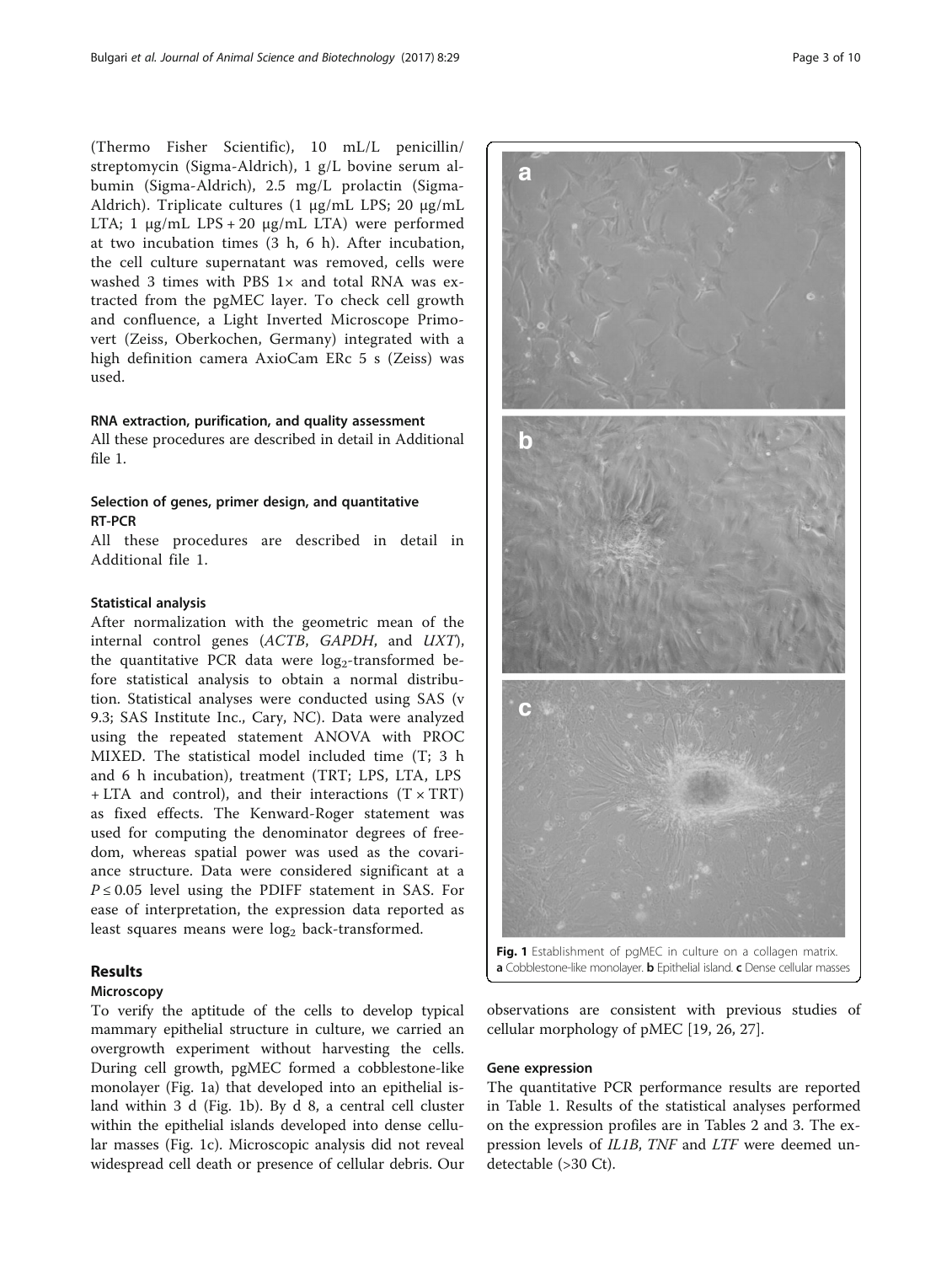(Thermo Fisher Scientific), 10 mL/L penicillin/streptomycin (Sigma-Aldrich), 1 g/L bovine serum albumin (Sigma-Aldrich), 2.5 mg/L prolactin (Sigma-Aldrich). Triplicate cultures (1 μg/mL LPS; 20 μg/mL LTA; 1 μg/mL LPS + 20 μg/mL LTA) were performed at two incubation times (3 h, 6 h). After incubation, the cell culture supernatant was removed, cells were washed 3 times with PBS 1× and total RNA was extracted from the pgMEC layer. To check cell growth and confluence, a Light Inverted Microscope Primovert (Zeiss, Oberkochen, Germany) integrated with a high definition camera AxioCam ERc 5 s (Zeiss) was used.

#### RNA extraction, purification, and quality assessment

All these procedures are described in detail in Additional file 1.

#### Selection of genes, primer design, and quantitative RT-PCR

All these procedures are described in detail in Additional file 1.

#### Statistical analysis

After normalization with the geometric mean of the internal control genes (*ACTB*, *GAPDH*, and *UXT*), the quantitative PCR data were $\log_2$-transformed before statistical analysis to obtain a normal distribution. Statistical analyses were conducted using SAS (v 9.3; SAS Institute Inc., Cary, NC). Data were analyzed using the repeated statement ANOVA with PROC MIXED. The statistical model included time (T; 3 h and 6 h incubation), treatment (TRT; LPS, LTA, LPS + LTA and control), and their interactions (T × TRT) as fixed effects. The Kenward-Roger statement was used for computing the denominator degrees of freedom, whereas spatial power was used as the covariance structure. Data were considered significant at a $P \leq 0.05$ level using the PDIFF statement in SAS. For ease of interpretation, the expression data reported as least squares means were $\log_2$ back-transformed.

## Results

### Microscopy

To verify the aptitude of the cells to develop typical mammary epithelial structure in culture, we carried an overgrowth experiment without harvesting the cells. During cell growth, pgMEC formed a cobblestone-like monolayer (Fig. 1a) that developed into an epithelial island within 3 d (Fig. 1b). By d 8, a central cell cluster within the epithelial islands developed into dense cellular masses (Fig. 1c). Microscopic analysis did not reveal widespread cell death or presence of cellular debris. Our observations are consistent with previous studies of cellular morphology of pMEC [19, 26, 27].

**Fig. 1** Establishment of pgMEC in culture on a collagen matrix. **a** Cobblestone-like monolayer. **b** Epithelial island. **c** Dense cellular masses

### Gene expression

The quantitative PCR performance results are reported in Table 1. Results of the statistical analyses performed on the expression profiles are in Tables 2 and 3. The expression levels of *IL1B*, *TNF* and *LTF* were deemed undetectable (>30 Ct).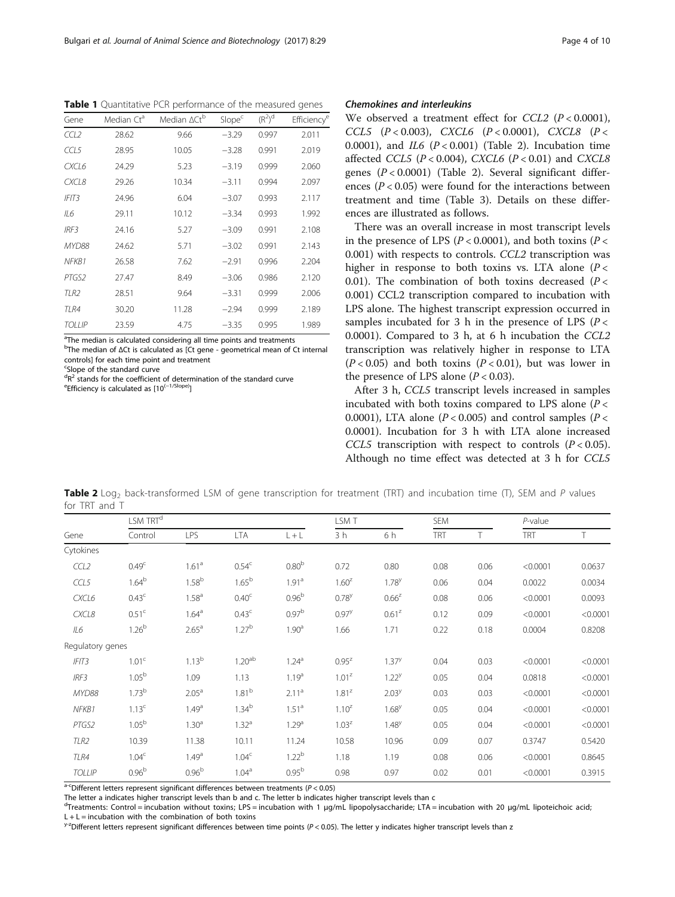**Table 1** Quantitative PCR performance of the measured genes

| Gene | Median Ct[a] | Median ΔCt[b] | Slope[c] | $(R^2)$[d] | Efficiency[e] |
|---|---|---|---|---|---|
| *CCL2* | 28.62 | 9.66 | −3.29 | 0.997 | 2.011 |
| *CCL5* | 28.95 | 10.05 | −3.28 | 0.991 | 2.019 |
| *CXCL6* | 24.29 | 5.23 | −3.19 | 0.999 | 2.060 |
| *CXCL8* | 29.26 | 10.34 | −3.11 | 0.994 | 2.097 |
| *IFIT3* | 24.96 | 6.04 | −3.07 | 0.993 | 2.117 |
| *IL6* | 29.11 | 10.12 | −3.34 | 0.993 | 1.992 |
| *IRF3* | 24.16 | 5.27 | −3.09 | 0.991 | 2.108 |
| *MYD88* | 24.62 | 5.71 | −3.02 | 0.991 | 2.143 |
| *NFKB1* | 26.58 | 7.62 | −2.91 | 0.996 | 2.204 |
| *PTGS2* | 27.47 | 8.49 | −3.06 | 0.986 | 2.120 |
| *TLR2* | 28.51 | 9.64 | −3.31 | 0.999 | 2.006 |
| *TLR4* | 30.20 | 11.28 | −2.94 | 0.999 | 2.189 |
| *TOLLIP* | 23.59 | 4.75 | −3.35 | 0.995 | 1.989 |

[a]The median is calculated considering all time points and treatments
[b]The median of ΔCt is calculated as [Ct gene - geometrical mean of Ct internal controls] for each time point and treatment
[c]Slope of the standard curve
[d]$R^2$ stands for the coefficient of determination of the standard curve
[e]Efficiency is calculated as $[10^{(-1/\text{Slope})}]$

### Chemokines and interleukins

We observed a treatment effect for *CCL2* ($P < 0.0001$), *CCL5* ($P < 0.003$), *CXCL6* ($P < 0.0001$), *CXCL8* ($P < 0.0001$), and *IL6* ($P < 0.001$) (Table 2). Incubation time affected *CCL5* ($P < 0.004$), *CXCL6* ($P < 0.01$) and *CXCL8* genes ($P < 0.0001$) (Table 2). Several significant differences ($P < 0.05$) were found for the interactions between treatment and time (Table 3). Details on these differences are illustrated as follows.

There was an overall increase in most transcript levels in the presence of LPS ($P < 0.0001$), and both toxins ($P < 0.001$) with respects to controls. *CCL2* transcription was higher in response to both toxins vs. LTA alone ($P < 0.01$). The combination of both toxins decreased ($P < 0.001$) CCL2 transcription compared to incubation with LPS alone. The highest transcript expression occurred in samples incubated for 3 h in the presence of LPS ($P < 0.0001$). Compared to 3 h, at 6 h incubation the *CCL2* transcription was relatively higher in response to LTA ($P < 0.05$) and both toxins ($P < 0.01$), but was lower in the presence of LPS alone ($P < 0.03$).

After 3 h, *CCL5* transcript levels increased in samples incubated with both toxins compared to LPS alone ($P < 0.0001$), LTA alone ($P < 0.005$) and control samples ($P < 0.0001$). Incubation for 3 h with LTA alone increased *CCL5* transcription with respect to controls ($P < 0.05$). Although no time effect was detected at 3 h for *CCL5*

**Table 2** $Log_2$ back-transformed LSM of gene transcription for treatment (TRT) and incubation time (T), SEM and *P* values for TRT and T

| | LSM TRT[d] | | | | LSM T | | SEM | | *P*-value | |
|---|---|---|---|---|---|---|---|---|---|---|
| Gene | Control | LPS | LTA | L + L | 3 h | 6 h | TRT | T | TRT | T |
| Cytokines | | | | | | | | | | |
| *CCL2* | 0.49[c] | 1.61[a] | 0.54[c] | 0.80[b] | 0.72 | 0.80 | 0.08 | 0.06 | <0.0001 | 0.0637 |
| *CCL5* | 1.64[b] | 1.58[b] | 1.65[b] | 1.91[a] | 1.60[z] | 1.78[y] | 0.06 | 0.04 | 0.0022 | 0.0034 |
| *CXCL6* | 0.43[c] | 1.58[a] | 0.40[c] | 0.96[b] | 0.78[y] | 0.66[z] | 0.08 | 0.06 | <0.0001 | 0.0093 |
| *CXCL8* | 0.51[c] | 1.64[a] | 0.43[c] | 0.97[b] | 0.97[y] | 0.61[z] | 0.12 | 0.09 | <0.0001 | <0.0001 |
| *IL6* | 1.26[b] | 2.65[a] | 1.27[b] | 1.90[a] | 1.66 | 1.71 | 0.22 | 0.18 | 0.0004 | 0.8208 |
| Regulatory genes | | | | | | | | | | |
| *IFIT3* | 1.01[c] | 1.13[b] | 1.20[ab] | 1.24[a] | 0.95[z] | 1.37[y] | 0.04 | 0.03 | <0.0001 | <0.0001 |
| *IRF3* | 1.05[b] | 1.09 | 1.13 | 1.19[a] | 1.01[z] | 1.22[y] | 0.05 | 0.04 | 0.0818 | <0.0001 |
| *MYD88* | 1.73[b] | 2.05[a] | 1.81[b] | 2.11[a] | 1.81[z] | 2.03[y] | 0.03 | 0.03 | <0.0001 | <0.0001 |
| *NFKB1* | 1.13[c] | 1.49[a] | 1.34[b] | 1.51[a] | 1.10[z] | 1.68[y] | 0.05 | 0.04 | <0.0001 | <0.0001 |
| *PTGS2* | 1.05[b] | 1.30[a] | 1.32[a] | 1.29[a] | 1.03[z] | 1.48[y] | 0.05 | 0.04 | <0.0001 | <0.0001 |
| *TLR2* | 10.39 | 11.38 | 10.11 | 11.24 | 10.58 | 10.96 | 0.09 | 0.07 | 0.3747 | 0.5420 |
| *TLR4* | 1.04[c] | 1.49[a] | 1.04[c] | 1.22[b] | 1.18 | 1.19 | 0.08 | 0.06 | <0.0001 | 0.8645 |
| *TOLLIP* | 0.96[b] | 0.96[b] | 1.04[a] | 0.95[b] | 0.98 | 0.97 | 0.02 | 0.01 | <0.0001 | 0.3915 |

[a-c]Different letters represent significant differences between treatments ($P < 0.05$)
The letter a indicates higher transcript levels than b and c. The letter b indicates higher transcript levels than c
[d]Treatments: Control = incubation without toxins; LPS = incubation with 1 μg/mL lipopolysaccharide; LTA = incubation with 20 μg/mL lipoteichoic acid; L + L = incubation with the combination of both toxins
[y-z]Different letters represent significant differences between time points ($P < 0.05$). The letter y indicates higher transcript levels than z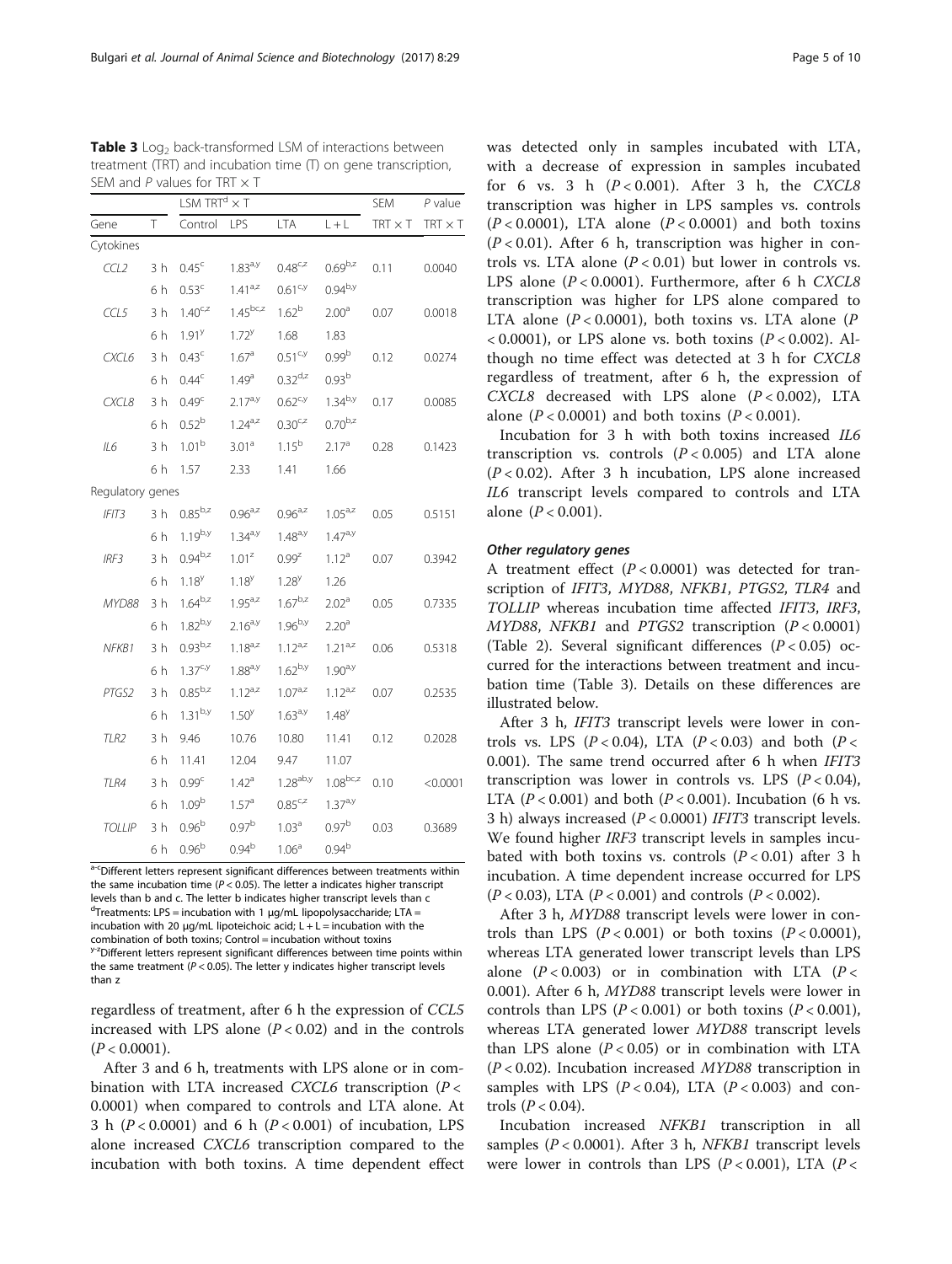**Table 3** $Log_2$ back-transformed LSM of interactions between treatment (TRT) and incubation time (T) on gene transcription, SEM and *P* values for TRT × T

| | | LSM TRT[d] × T | | | | SEM | *P* value |
|---|---|---|---|---|---|---|---|
| Gene | T | Control | LPS | LTA | L + L | TRT × T | TRT × T |
| Cytokines | | | | | | | |
| *CCL2* | 3 h | 0.45[c] | 1.83[a,y] | 0.48[c,z] | 0.69[b,z] | 0.11 | 0.0040 |
| | 6 h | 0.53[c] | 1.41[a,z] | 0.61[c,y] | 0.94[b,y] | | |
| *CCL5* | 3 h | 1.40[c,z] | 1.45[bc,z] | 1.62[b] | 2.00[a] | 0.07 | 0.0018 |
| | 6 h | 1.91[y] | 1.72[y] | 1.68 | 1.83 | | |
| *CXCL6* | 3 h | 0.43[c] | 1.67[a] | 0.51[c,y] | 0.99[b] | 0.12 | 0.0274 |
| | 6 h | 0.44[c] | 1.49[a] | 0.32[d,z] | 0.93[b] | | |
| *CXCL8* | 3 h | 0.49[c] | 2.17[a,y] | 0.62[c,y] | 1.34[b,y] | 0.17 | 0.0085 |
| | 6 h | 0.52[b] | 1.24[a,z] | 0.30[c,z] | 0.70[b,z] | | |
| *IL6* | 3 h | 1.01[b] | 3.01[a] | 1.15[b] | 2.17[a] | 0.28 | 0.1423 |
| | 6 h | 1.57 | 2.33 | 1.41 | 1.66 | | |
| Regulatory genes | | | | | | | |
| *IFIT3* | 3 h | 0.85[b,z] | 0.96[a,z] | 0.96[a,z] | 1.05[a,z] | 0.05 | 0.5151 |
| | 6 h | 1.19[b,y] | 1.34[a,y] | 1.48[a,y] | 1.47[a,y] | | |
| *IRF3* | 3 h | 0.94[b,z] | 1.01[z] | 0.99[z] | 1.12[a] | 0.07 | 0.3942 |
| | 6 h | 1.18[y] | 1.18[y] | 1.28[y] | 1.26 | | |
| *MYD88* | 3 h | 1.64[b,z] | 1.95[a,z] | 1.67[b,z] | 2.02[a] | 0.05 | 0.7335 |
| | 6 h | 1.82[b,y] | 2.16[a,y] | 1.96[b,y] | 2.20[a] | | |
| *NFKB1* | 3 h | 0.93[b,z] | 1.18[a,z] | 1.12[a,z] | 1.21[a,z] | 0.06 | 0.5318 |
| | 6 h | 1.37[c,y] | 1.88[a,y] | 1.62[b,y] | 1.90[a,y] | | |
| *PTGS2* | 3 h | 0.85[b,z] | 1.12[a,z] | 1.07[a,z] | 1.12[a,z] | 0.07 | 0.2535 |
| | 6 h | 1.31[b,y] | 1.50[y] | 1.63[a,y] | 1.48[y] | | |
| *TLR2* | 3 h | 9.46 | 10.76 | 10.80 | 11.41 | 0.12 | 0.2028 |
| | 6 h | 11.41 | 12.04 | 9.47 | 11.07 | | |
| *TLR4* | 3 h | 0.99[c] | 1.42[a] | 1.28[ab,y] | 1.08[bc,z] | 0.10 | <0.0001 |
| | 6 h | 1.09[b] | 1.57[a] | 0.85[c,z] | 1.37[a,y] | | |
| *TOLLIP* | 3 h | 0.96[b] | 0.97[b] | 1.03[a] | 0.97[b] | 0.03 | 0.3689 |
| | 6 h | 0.96[b] | 0.94[b] | 1.06[a] | 0.94[b] | | |

[a-c]Different letters represent significant differences between treatments within the same incubation time ($P < 0.05$). The letter a indicates higher transcript levels than b and c. The letter b indicates higher transcript levels than c
[d]Treatments: LPS = incubation with 1 μg/mL lipopolysaccharide; LTA = incubation with 20 μg/mL lipoteichoic acid; L + L = incubation with the combination of both toxins; Control = incubation without toxins
[y-z]Different letters represent significant differences between time points within the same treatment ($P < 0.05$). The letter y indicates higher transcript levels than z

regardless of treatment, after 6 h the expression of *CCL5* increased with LPS alone ($P < 0.02$) and in the controls ($P < 0.0001$).

After 3 and 6 h, treatments with LPS alone or in combination with LTA increased *CXCL6* transcription ($P < 0.0001$) when compared to controls and LTA alone. At 3 h ($P < 0.0001$) and 6 h ($P < 0.001$) of incubation, LPS alone increased *CXCL6* transcription compared to the incubation with both toxins. A time dependent effect was detected only in samples incubated with LTA, with a decrease of expression in samples incubated for 6 vs. 3 h ($P < 0.001$). After 3 h, the *CXCL8* transcription was higher in LPS samples vs. controls ($P < 0.0001$), LTA alone ($P < 0.0001$) and both toxins ($P < 0.01$). After 6 h, transcription was higher in controls vs. LTA alone ($P < 0.01$) but lower in controls vs. LPS alone ($P < 0.0001$). Furthermore, after 6 h *CXCL8* transcription was higher for LPS alone compared to LTA alone ($P < 0.0001$), both toxins vs. LTA alone ($P < 0.0001$), or LPS alone vs. both toxins ($P < 0.002$). Although no time effect was detected at 3 h for *CXCL8* regardless of treatment, after 6 h, the expression of *CXCL8* decreased with LPS alone ($P < 0.002$), LTA alone ($P < 0.0001$) and both toxins ($P < 0.001$).

Incubation for 3 h with both toxins increased *IL6* transcription vs. controls ($P < 0.005$) and LTA alone ($P < 0.02$). After 3 h incubation, LPS alone increased *IL6* transcript levels compared to controls and LTA alone ($P < 0.001$).

#### Other regulatory genes

A treatment effect ($P < 0.0001$) was detected for transcription of *IFIT3*, *MYD88*, *NFKB1*, *PTGS2*, *TLR4* and *TOLLIP* whereas incubation time affected *IFIT3*, *IRF3*, *MYD88*, *NFKB1* and *PTGS2* transcription ($P < 0.0001$) (Table 2). Several significant differences ($P < 0.05$) occurred for the interactions between treatment and incubation time (Table 3). Details on these differences are illustrated below.

After 3 h, *IFIT3* transcript levels were lower in controls vs. LPS ($P < 0.04$), LTA ($P < 0.03$) and both ($P < 0.001$). The same trend occurred after 6 h when *IFIT3* transcription was lower in controls vs. LPS ($P < 0.04$), LTA ($P < 0.001$) and both ($P < 0.001$). Incubation (6 h vs. 3 h) always increased ($P < 0.0001$) *IFIT3* transcript levels. We found higher *IRF3* transcript levels in samples incubated with both toxins vs. controls ($P < 0.01$) after 3 h incubation. A time dependent increase occurred for LPS ($P < 0.03$), LTA ($P < 0.001$) and controls ($P < 0.002$).

After 3 h, *MYD88* transcript levels were lower in controls than LPS ($P < 0.001$) or both toxins ($P < 0.0001$), whereas LTA generated lower transcript levels than LPS alone ($P < 0.003$) or in combination with LTA ($P < 0.001$). After 6 h, *MYD88* transcript levels were lower in controls than LPS ($P < 0.001$) or both toxins ($P < 0.001$), whereas LTA generated lower *MYD88* transcript levels than LPS alone ($P < 0.05$) or in combination with LTA ($P < 0.02$). Incubation increased *MYD88* transcription in samples with LPS ($P < 0.04$), LTA ($P < 0.003$) and controls ($P < 0.04$).

Incubation increased *NFKB1* transcription in all samples ($P < 0.0001$). After 3 h, *NFKB1* transcript levels were lower in controls than LPS ($P < 0.001$), LTA ($P <$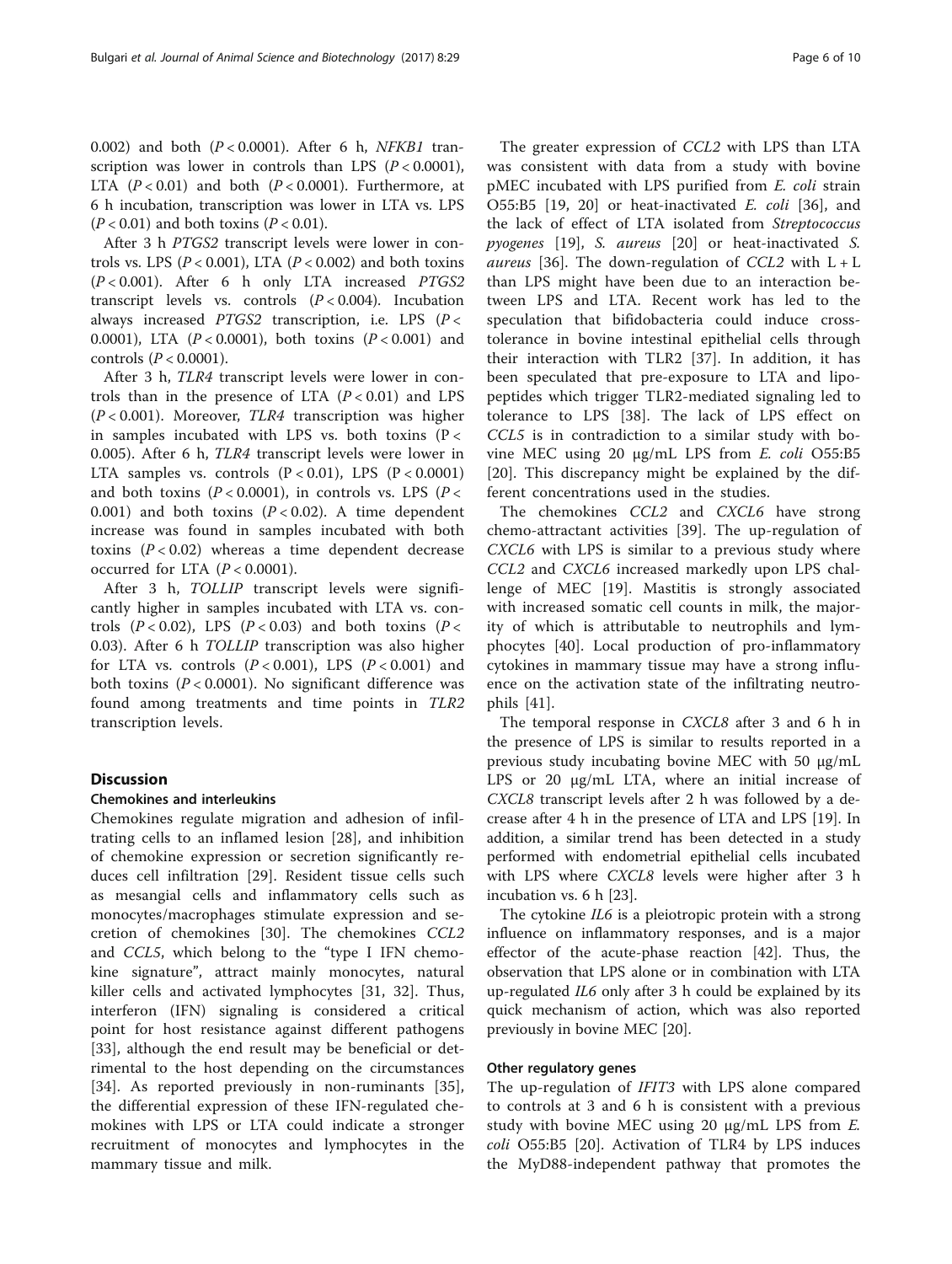0.002) and both ($P < 0.0001$). After 6 h, *NFKB1* transcription was lower in controls than LPS ($P < 0.0001$), LTA ($P < 0.01$) and both ($P < 0.0001$). Furthermore, at 6 h incubation, transcription was lower in LTA vs. LPS ($P < 0.01$) and both toxins ($P < 0.01$).

After 3 h *PTGS2* transcript levels were lower in controls vs. LPS ($P < 0.001$), LTA ($P < 0.002$) and both toxins ($P < 0.001$). After 6 h only LTA increased *PTGS2* transcript levels vs. controls ($P < 0.004$). Incubation always increased *PTGS2* transcription, i.e. LPS ($P < 0.0001$), LTA ($P < 0.0001$), both toxins ($P < 0.001$) and controls ($P < 0.0001$).

After 3 h, *TLR4* transcript levels were lower in controls than in the presence of LTA ($P < 0.01$) and LPS ($P < 0.001$). Moreover, *TLR4* transcription was higher in samples incubated with LPS vs. both toxins ($P < 0.005$). After 6 h, *TLR4* transcript levels were lower in LTA samples vs. controls ($P < 0.01$), LPS ($P < 0.0001$) and both toxins ($P < 0.0001$), in controls vs. LPS ($P < 0.001$) and both toxins ($P < 0.02$). A time dependent increase was found in samples incubated with both toxins ($P < 0.02$) whereas a time dependent decrease occurred for LTA ($P < 0.0001$).

After 3 h, *TOLLIP* transcript levels were significantly higher in samples incubated with LTA vs. controls ($P < 0.02$), LPS ($P < 0.03$) and both toxins ($P < 0.03$). After 6 h *TOLLIP* transcription was also higher for LTA vs. controls ($P < 0.001$), LPS ($P < 0.001$) and both toxins ($P < 0.0001$). No significant difference was found among treatments and time points in *TLR2* transcription levels.

## Discussion

### Chemokines and interleukins

Chemokines regulate migration and adhesion of infiltrating cells to an inflamed lesion [28], and inhibition of chemokine expression or secretion significantly reduces cell infiltration [29]. Resident tissue cells such as mesangial cells and inflammatory cells such as monocytes/macrophages stimulate expression and secretion of chemokines [30]. The chemokines *CCL2* and *CCL5*, which belong to the "type I IFN chemokine signature", attract mainly monocytes, natural killer cells and activated lymphocytes [31, 32]. Thus, interferon (IFN) signaling is considered a critical point for host resistance against different pathogens [33], although the end result may be beneficial or detrimental to the host depending on the circumstances [34]. As reported previously in non-ruminants [35], the differential expression of these IFN-regulated chemokines with LPS or LTA could indicate a stronger recruitment of monocytes and lymphocytes in the mammary tissue and milk.

The greater expression of *CCL2* with LPS than LTA was consistent with data from a study with bovine pMEC incubated with LPS purified from *E. coli* strain O55:B5 [19, 20] or heat-inactivated *E. coli* [36], and the lack of effect of LTA isolated from *Streptococcus pyogenes* [19], *S. aureus* [20] or heat-inactivated *S. aureus* [36]. The down-regulation of *CCL2* with L + L than LPS might have been due to an interaction between LPS and LTA. Recent work has led to the speculation that bifidobacteria could induce cross-tolerance in bovine intestinal epithelial cells through their interaction with TLR2 [37]. In addition, it has been speculated that pre-exposure to LTA and lipopeptides which trigger TLR2-mediated signaling led to tolerance to LPS [38]. The lack of LPS effect on *CCL5* is in contradiction to a similar study with bovine MEC using 20 μg/mL LPS from *E. coli* O55:B5 [20]. This discrepancy might be explained by the different concentrations used in the studies.

The chemokines *CCL2* and *CXCL6* have strong chemo-attractant activities [39]. The up-regulation of *CXCL6* with LPS is similar to a previous study where *CCL2* and *CXCL6* increased markedly upon LPS challenge of MEC [19]. Mastitis is strongly associated with increased somatic cell counts in milk, the majority of which is attributable to neutrophils and lymphocytes [40]. Local production of pro-inflammatory cytokines in mammary tissue may have a strong influence on the activation state of the infiltrating neutrophils [41].

The temporal response in *CXCL8* after 3 and 6 h in the presence of LPS is similar to results reported in a previous study incubating bovine MEC with 50 μg/mL LPS or 20 μg/mL LTA, where an initial increase of *CXCL8* transcript levels after 2 h was followed by a decrease after 4 h in the presence of LTA and LPS [19]. In addition, a similar trend has been detected in a study performed with endometrial epithelial cells incubated with LPS where *CXCL8* levels were higher after 3 h incubation vs. 6 h [23].

The cytokine *IL6* is a pleiotropic protein with a strong influence on inflammatory responses, and is a major effector of the acute-phase reaction [42]. Thus, the observation that LPS alone or in combination with LTA up-regulated *IL6* only after 3 h could be explained by its quick mechanism of action, which was also reported previously in bovine MEC [20].

### Other regulatory genes

The up-regulation of *IFIT3* with LPS alone compared to controls at 3 and 6 h is consistent with a previous study with bovine MEC using 20 μg/mL LPS from *E. coli* O55:B5 [20]. Activation of TLR4 by LPS induces the MyD88-independent pathway that promotes the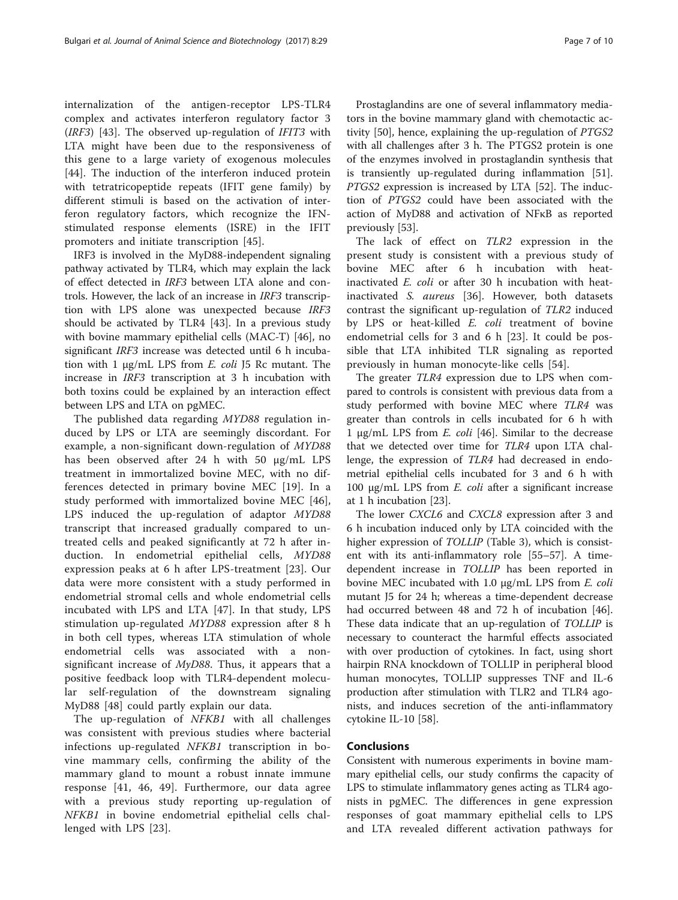internalization of the antigen-receptor LPS-TLR4 complex and activates interferon regulatory factor 3 (*IRF3*) [43]. The observed up-regulation of *IFIT3* with LTA might have been due to the responsiveness of this gene to a large variety of exogenous molecules [44]. The induction of the interferon induced protein with tetratricopeptide repeats (IFIT gene family) by different stimuli is based on the activation of interferon regulatory factors, which recognize the IFN-stimulated response elements (ISRE) in the IFIT promoters and initiate transcription [45].

IRF3 is involved in the MyD88-independent signaling pathway activated by TLR4, which may explain the lack of effect detected in *IRF3* between LTA alone and controls. However, the lack of an increase in *IRF3* transcription with LPS alone was unexpected because *IRF3* should be activated by TLR4 [43]. In a previous study with bovine mammary epithelial cells (MAC-T) [46], no significant *IRF3* increase was detected until 6 h incubation with 1 μg/mL LPS from *E. coli* J5 Rc mutant. The increase in *IRF3* transcription at 3 h incubation with both toxins could be explained by an interaction effect between LPS and LTA on pgMEC.

The published data regarding *MYD88* regulation induced by LPS or LTA are seemingly discordant. For example, a non-significant down-regulation of *MYD88* has been observed after 24 h with 50 μg/mL LPS treatment in immortalized bovine MEC, with no differences detected in primary bovine MEC [19]. In a study performed with immortalized bovine MEC [46], LPS induced the up-regulation of adaptor *MYD88* transcript that increased gradually compared to untreated cells and peaked significantly at 72 h after induction. In endometrial epithelial cells, *MYD88* expression peaks at 6 h after LPS-treatment [23]. Our data were more consistent with a study performed in endometrial stromal cells and whole endometrial cells incubated with LPS and LTA [47]. In that study, LPS stimulation up-regulated *MYD88* expression after 8 h in both cell types, whereas LTA stimulation of whole endometrial cells was associated with a non-significant increase of *MyD88*. Thus, it appears that a positive feedback loop with TLR4-dependent molecular self-regulation of the downstream signaling MyD88 [48] could partly explain our data.

The up-regulation of *NFKB1* with all challenges was consistent with previous studies where bacterial infections up-regulated *NFKB1* transcription in bovine mammary cells, confirming the ability of the mammary gland to mount a robust innate immune response [41, 46, 49]. Furthermore, our data agree with a previous study reporting up-regulation of *NFKB1* in bovine endometrial epithelial cells challenged with LPS [23].

Prostaglandins are one of several inflammatory mediators in the bovine mammary gland with chemotactic activity [50], hence, explaining the up-regulation of *PTGS2* with all challenges after 3 h. The PTGS2 protein is one of the enzymes involved in prostaglandin synthesis that is transiently up-regulated during inflammation [51]. *PTGS2* expression is increased by LTA [52]. The induction of *PTGS2* could have been associated with the action of MyD88 and activation of NFκB as reported previously [53].

The lack of effect on *TLR2* expression in the present study is consistent with a previous study of bovine MEC after 6 h incubation with heat-inactivated *E. coli* or after 30 h incubation with heat-inactivated *S. aureus* [36]. However, both datasets contrast the significant up-regulation of *TLR2* induced by LPS or heat-killed *E. coli* treatment of bovine endometrial cells for 3 and 6 h [23]. It could be possible that LTA inhibited TLR signaling as reported previously in human monocyte-like cells [54].

The greater *TLR4* expression due to LPS when compared to controls is consistent with previous data from a study performed with bovine MEC where *TLR4* was greater than controls in cells incubated for 6 h with 1 μg/mL LPS from *E. coli* [46]. Similar to the decrease that we detected over time for *TLR4* upon LTA challenge, the expression of *TLR4* had decreased in endometrial epithelial cells incubated for 3 and 6 h with 100 μg/mL LPS from *E. coli* after a significant increase at 1 h incubation [23].

The lower *CXCL6* and *CXCL8* expression after 3 and 6 h incubation induced only by LTA coincided with the higher expression of *TOLLIP* (Table 3), which is consistent with its anti-inflammatory role [55–57]. A time-dependent increase in *TOLLIP* has been reported in bovine MEC incubated with 1.0 μg/mL LPS from *E. coli* mutant J5 for 24 h; whereas a time-dependent decrease had occurred between 48 and 72 h of incubation [46]. These data indicate that an up-regulation of *TOLLIP* is necessary to counteract the harmful effects associated with over production of cytokines. In fact, using short hairpin RNA knockdown of TOLLIP in peripheral blood human monocytes, TOLLIP suppresses TNF and IL-6 production after stimulation with TLR2 and TLR4 agonists, and induces secretion of the anti-inflammatory cytokine IL-10 [58].

## Conclusions

Consistent with numerous experiments in bovine mammary epithelial cells, our study confirms the capacity of LPS to stimulate inflammatory genes acting as TLR4 agonists in pgMEC. The differences in gene expression responses of goat mammary epithelial cells to LPS and LTA revealed different activation pathways for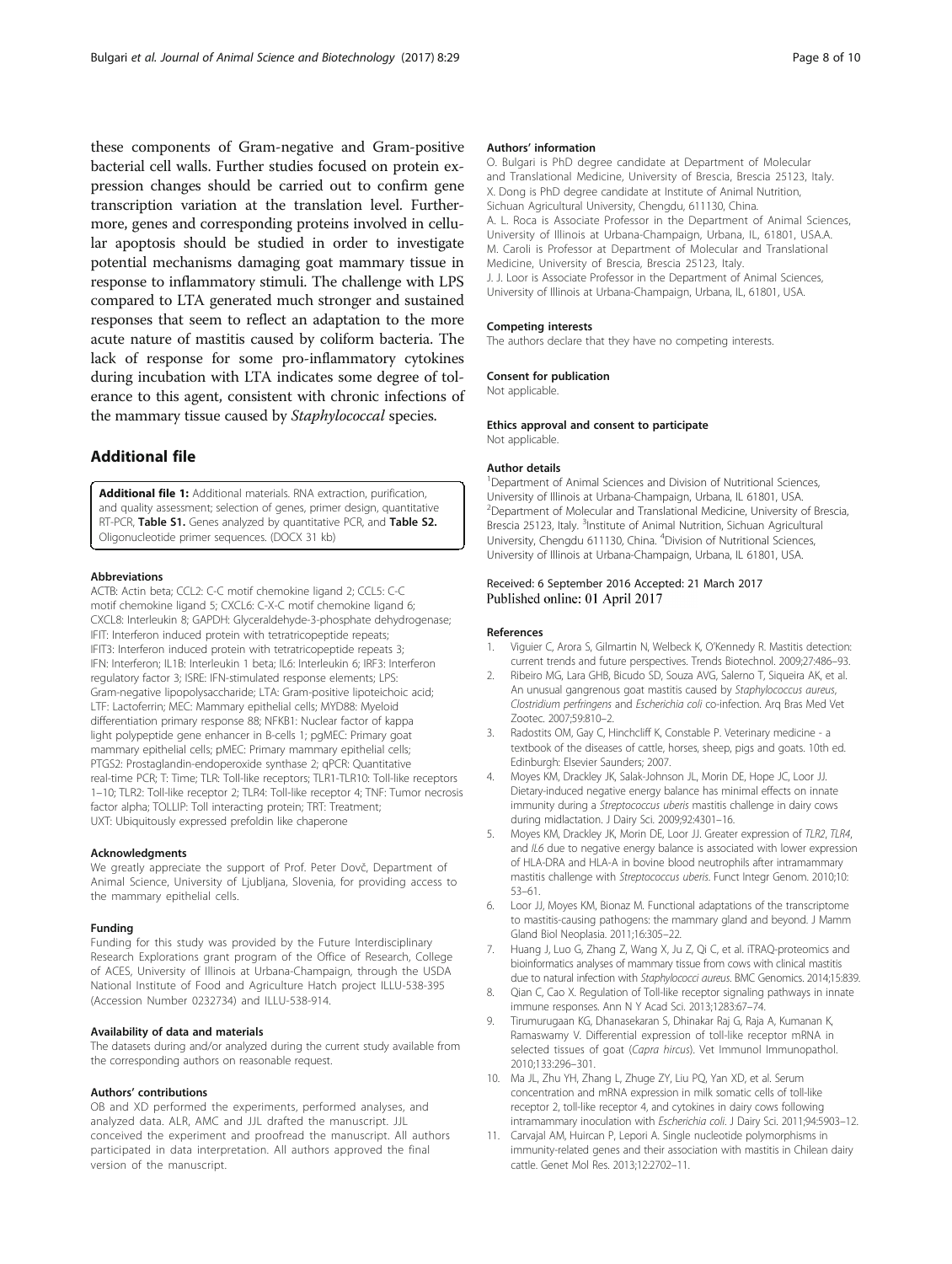these components of Gram-negative and Gram-positive bacterial cell walls. Further studies focused on protein expression changes should be carried out to confirm gene transcription variation at the translation level. Furthermore, genes and corresponding proteins involved in cellular apoptosis should be studied in order to investigate potential mechanisms damaging goat mammary tissue in response to inflammatory stimuli. The challenge with LPS compared to LTA generated much stronger and sustained responses that seem to reflect an adaptation to the more acute nature of mastitis caused by coliform bacteria. The lack of response for some pro-inflammatory cytokines during incubation with LTA indicates some degree of tolerance to this agent, consistent with chronic infections of the mammary tissue caused by *Staphylococcal* species.

## Additional file

**Additional file 1:** Additional materials. RNA extraction, purification, and quality assessment; selection of genes, primer design, quantitative RT-PCR, **Table S1.** Genes analyzed by quantitative PCR, and **Table S2.** Oligonucleotide primer sequences. (DOCX 31 kb)

#### Abbreviations

ACTB: Actin beta; CCL2: C-C motif chemokine ligand 2; CCL5: C-C motif chemokine ligand 5; CXCL6: C-X-C motif chemokine ligand 6; CXCL8: Interleukin 8; GAPDH: Glyceraldehyde-3-phosphate dehydrogenase; IFIT: Interferon induced protein with tetratricopeptide repeats; IFIT3: Interferon induced protein with tetratricopeptide repeats 3; IFN: Interferon; IL1B: Interleukin 1 beta; IL6: Interleukin 6; IRF3: Interferon regulatory factor 3; ISRE: IFN-stimulated response elements; LPS: Gram-negative lipopolysaccharide; LTA: Gram-positive lipoteichoic acid; LTF: Lactoferrin; MEC: Mammary epithelial cells; MYD88: Myeloid differentiation primary response 88; NFKB1: Nuclear factor of kappa light polypeptide gene enhancer in B-cells 1; pgMEC: Primary goat mammary epithelial cells; pMEC: Primary mammary epithelial cells; PTGS2: Prostaglandin-endoperoxide synthase 2; qPCR: Quantitative real-time PCR; T: Time; TLR: Toll-like receptors; TLR1-TLR10: Toll-like receptors 1–10; TLR2: Toll-like receptor 2; TLR4: Toll-like receptor 4; TNF: Tumor necrosis factor alpha; TOLLIP: Toll interacting protein; TRT: Treatment; UXT: Ubiquitously expressed prefoldin like chaperone

#### Acknowledgments

We greatly appreciate the support of Prof. Peter Dovč, Department of Animal Science, University of Ljubljana, Slovenia, for providing access to the mammary epithelial cells.

#### Funding

Funding for this study was provided by the Future Interdisciplinary Research Explorations grant program of the Office of Research, College of ACES, University of Illinois at Urbana-Champaign, through the USDA National Institute of Food and Agriculture Hatch project ILLU-538-395 (Accession Number 0232734) and ILLU-538-914.

#### Availability of data and materials

The datasets during and/or analyzed during the current study available from the corresponding authors on reasonable request.

#### Authors' contributions

OB and XD performed the experiments, performed analyses, and analyzed data. ALR, AMC and JJL drafted the manuscript. JJL conceived the experiment and proofread the manuscript. All authors participated in data interpretation. All authors approved the final version of the manuscript.

#### Authors' information

O. Bulgari is PhD degree candidate at Department of Molecular and Translational Medicine, University of Brescia, Brescia 25123, Italy. X. Dong is PhD degree candidate at Institute of Animal Nutrition, Sichuan Agricultural University, Chengdu, 611130, China. A. L. Roca is Associate Professor in the Department of Animal Sciences, University of Illinois at Urbana-Champaign, Urbana, IL, 61801, USA.A. M. Caroli is Professor at Department of Molecular and Translational Medicine, University of Brescia, Brescia 25123, Italy. J. J. Loor is Associate Professor in the Department of Animal Sciences, University of Illinois at Urbana-Champaign, Urbana, IL, 61801, USA.

#### Competing interests

The authors declare that they have no competing interests.

#### Consent for publication

Not applicable.

#### Ethics approval and consent to participate

Not applicable.

#### Author details

[1]Department of Animal Sciences and Division of Nutritional Sciences, University of Illinois at Urbana-Champaign, Urbana, IL 61801, USA. [2]Department of Molecular and Translational Medicine, University of Brescia, Brescia 25123, Italy. [3]Institute of Animal Nutrition, Sichuan Agricultural University, Chengdu 611130, China. [4]Division of Nutritional Sciences, University of Illinois at Urbana-Champaign, Urbana, IL 61801, USA.

Received: 6 September 2016 Accepted: 21 March 2017
Published online: 01 April 2017

#### References

1. Viguier C, Arora S, Gilmartin N, Welbeck K, O'Kennedy R. Mastitis detection: current trends and future perspectives. Trends Biotechnol. 2009;27:486–93.
2. Ribeiro MG, Lara GHB, Bicudo SD, Souza AVG, Salerno T, Siqueira AK, et al. An unusual gangrenous goat mastitis caused by *Staphylococcus aureus*, *Clostridium perfringens* and *Escherichia coli* co-infection. Arq Bras Med Vet Zootec. 2007;59:810–2.
3. Radostits OM, Gay C, Hinchcliff K, Constable P. Veterinary medicine - a textbook of the diseases of cattle, horses, sheep, pigs and goats. 10th ed. Edinburgh: Elsevier Saunders; 2007.
4. Moyes KM, Drackley JK, Salak-Johnson JL, Morin DE, Hope JC, Loor JJ. Dietary-induced negative energy balance has minimal effects on innate immunity during a *Streptococcus uberis* mastitis challenge in dairy cows during midlactation. J Dairy Sci. 2009;92:4301–16.
5. Moyes KM, Drackley JK, Morin DE, Loor JJ. Greater expression of *TLR2*, *TLR4*, and *IL6* due to negative energy balance is associated with lower expression of HLA-DRA and HLA-A in bovine blood neutrophils after intramammary mastitis challenge with *Streptococcus uberis*. Funct Integr Genom. 2010;10:53–61.
6. Loor JJ, Moyes KM, Bionaz M. Functional adaptations of the transcriptome to mastitis-causing pathogens: the mammary gland and beyond. J Mamm Gland Biol Neoplasia. 2011;16:305–22.
7. Huang J, Luo G, Zhang Z, Wang X, Ju Z, Qi C, et al. iTRAQ-proteomics and bioinformatics analyses of mammary tissue from cows with clinical mastitis due to natural infection with *Staphylococci aureus*. BMC Genomics. 2014;15:839.
8. Qian C, Cao X. Regulation of Toll-like receptor signaling pathways in innate immune responses. Ann N Y Acad Sci. 2013;1283:67–74.
9. Tirumurugaan KG, Dhanasekaran S, Dhinakar Raj G, Raja A, Kumanan K, Ramaswamy V. Differential expression of toll-like receptor mRNA in selected tissues of goat (*Capra hircus*). Vet Immunol Immunopathol. 2010;133:296–301.
10. Ma JL, Zhu YH, Zhang L, Zhuge ZY, Liu PQ, Yan XD, et al. Serum concentration and mRNA expression in milk somatic cells of toll-like receptor 2, toll-like receptor 4, and cytokines in dairy cows following intramammary inoculation with *Escherichia coli*. J Dairy Sci. 2011;94:5903–12.
11. Carvajal AM, Huircan P, Lepori A. Single nucleotide polymorphisms in immunity-related genes and their association with mastitis in Chilean dairy cattle. Genet Mol Res. 2013;12:2702–11.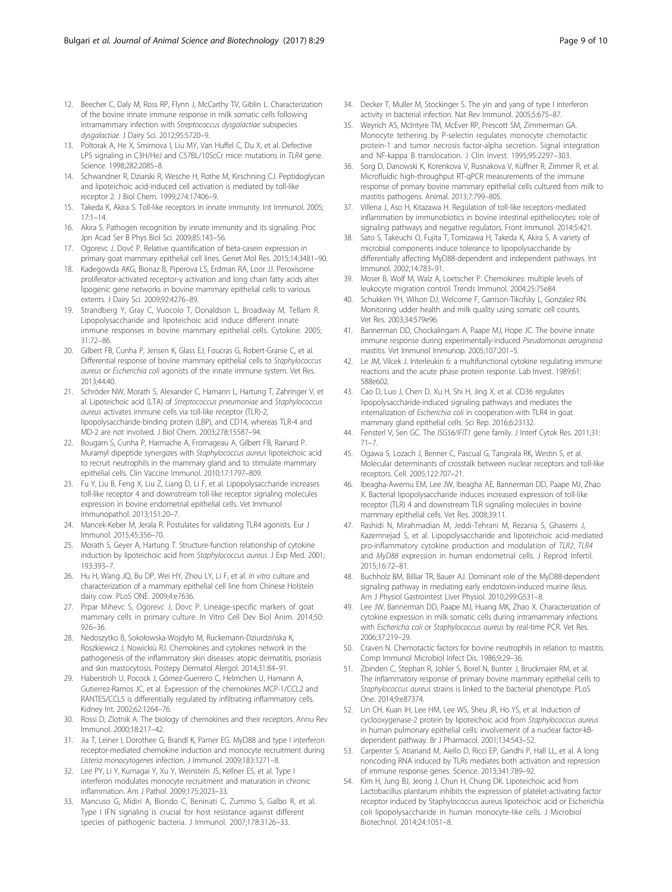12. Beecher C, Daly M, Ross RP, Flynn J, McCarthy TV, Giblin L. Characterization of the bovine innate immune response in milk somatic cells following intramammary infection with *Streptococcus dysgalactiae* subspecies *dysgalactiae*. J Dairy Sci. 2012;95:5720–9.
13. Poltorak A, He X, Smirnova I, Liu MY, Van Huffel C, Du X, et al. Defective LPS signaling in C3H/HeJ and C57BL/10ScCr mice: mutations in *TLR4* gene. Science. 1998;282:2085–8.
14. Schwandner R, Dziarski R, Wesche H, Rothe M, Kirschning CJ. Peptidoglycan and lipoteichoic acid-induced cell activation is mediated by toll-like receptor 2. J Biol Chem. 1999;274:17406–9.
15. Takeda K, Akira S. Toll-like receptors in innate immunity. Int Immunol. 2005;17:1–14.
16. Akira S. Pathogen recognition by innate immunity and its signaling. Proc Jpn Acad Ser B Phys Biol Sci. 2009;85:143–56.
17. Ogorevc J, Dovč P. Relative quantification of beta-casein expression in primary goat mammary epithelial cell lines. Genet Mol Res. 2015;14:3481–90.
18. Kadegowda AKG, Bionaz B, Piperova LS, Erdman RA, Loor JJ. Peroxisome proliferator-activated receptor-γ activation and long chain fatty acids alter lipogenic gene networks in bovine mammary epithelial cells to various extents. J Dairy Sci. 2009;92:4276–89.
19. Strandberg Y, Gray C, Vuocolo T, Donaldson L, Broadway M, Tellam R. Lipopolysaccharide and lipoteichoic acid induce different innate immune responses in bovine mammary epithelial cells. Cytokine. 2005;31:72–86.
20. Gilbert FB, Cunha P, Jensen K, Glass EJ, Foucras G, Robert-Granie C, et al. Differential response of bovine mammary epithelial cells to *Staphylococcus aureus* or *Escherichia coli* agonists of the innate immune system. Vet Res. 2013;44:40.
21. Schröder NW, Morath S, Alexander C, Hamann L, Hartung T, Zahringer V, et al. Lipoteichoic acid (LTA) of *Streptococcus pneumoniae* and *Staphylococcus aureus* activates immune cells via toll-like receptor (TLR)-2, lipopolysaccharide-binding protein (LBP), and CD14, whereas TLR-4 and MD-2 are not involved. J Biol Chem. 2003;278:15587–94.
22. Bougarn S, Cunha P, Harmache A, Fromageau A, Gilbert FB, Rainard P. Muramyl dipeptide synergizes with *Staphylococcus aureus* lipoteichoic acid to recruit neutrophils in the mammary gland and to stimulate mammary epithelial cells. Clin Vaccine Immunol. 2010;17:1797–809.
23. Fu Y, Liu B, Feng X, Liu Z, Liang D, Li F, et al. Lipopolysaccharide increases toll-like receptor 4 and downstream toll-like receptor signaling molecules expression in bovine endometrial epithelial cells. Vet Immunol Immunopathol. 2013;151:20–7.
24. Mancek-Keber M, Jerala R. Postulates for validating TLR4 agonists. Eur J Immunol. 2015;45:356–70.
25. Morath S, Geyer A, Hartung T. Structure-function relationship of cytokine induction by lipoteichoic acid from *Staphylococcus aureus*. J Exp Med. 2001;193:393–7.
26. Hu H, Wang JQ, Bu DP, Wei HY, Zhou LY, Li F, et al. *In vitro* culture and characterization of a mammary epithelial cell line from Chinese Holstein dairy cow. PLoS ONE. 2009;4:e7636.
27. Prpar Mihevc S, Ogorevc J, Dovc P. Lineage-specific markers of goat mammary cells in primary culture. In Vitro Cell Dev Biol Anim. 2014;50:926–36.
28. Nedoszytko B, Sokołowska-Wojdyło M, Ruckemann-Dziurdzińska K, Roszkiewicz J, Nowickiù RJ. Chemokines and cytokines network in the pathogenesis of the inflammatory skin diseases: atopic dermatitis, psoriasis and skin mastocytosis. Postepy Dermatol Alergol. 2014;31:84–91.
29. Haberstroh U, Pocock J, Gómez-Guerrero C, Helmchen U, Hamann A, Gutierrez-Ramos JC, et al. Expression of the chemokines MCP-1/CCL2 and RANTES/CCL5 is differentially regulated by infiltrating inflammatory cells. Kidney Int. 2002;62:1264–76.
30. Rossi D, Zlotnik A. The biology of chemokines and their receptors. Annu Rev Immunol. 2000;18:217–42.
31. Jia T, Leiner I, Dorothee G, Brandl K, Pamer EG. MyD88 and type I interferon receptor-mediated chemokine induction and monocyte recruitment during *Listeria monocytogenes* infection. J Immunol. 2009;183:1271–8.
32. Lee PY, Li Y, Kumagai Y, Xu Y, Weinstein JS, Kellner ES, et al. Type I interferon modulates monocyte recruitment and maturation in chronic inflammation. Am J Pathol. 2009;175:2023–33.
33. Mancuso G, Midiri A, Biondo C, Beninati C, Zummo S, Galbo R, et al. Type I IFN signaling is crucial for host resistance against different species of pathogenic bacteria. J Immunol. 2007;178:3126–33.
34. Decker T, Muller M, Stockinger S. The yin and yang of type I interferon activity in bacterial infection. Nat Rev Immunol. 2005;5:675–87.
35. Weyrich AS, McIntyre TM, McEver RP, Prescott SM, Zimmerman GA. Monocyte tethering by P-selectin regulates monocyte chemotactic protein-1 and tumor necrosis factor-alpha secretion. Signal integration and NF-kappa B translocation. J Clin Invest. 1995;95:2297–303.
36. Sorg D, Danowski K, Korenkova V, Rusnakova V, Küffner R, Zimmer R, et al. Microfluidic high-throughput RT-qPCR measurements of the immune response of primary bovine mammary epithelial cells cultured from milk to mastitis pathogens. Animal. 2013;7:799–805.
37. Villena J, Aso H, Kitazawa H. Regulation of toll-like receptors-mediated inflammation by immunobiotics in bovine intestinal epitheliocytes: role of signaling pathways and negative regulators. Front Immunol. 2014;5:421.
38. Sato S, Takeuchi O, Fujita T, Tomizawa H, Takeda K, Akira S. A variety of microbial components induce tolerance to lipopolysaccharide by differentially affecting MyD88-dependent and independent pathways. Int Immunol. 2002;14:783–91.
39. Moser B, Wolf M, Walz A, Loetscher P. Chemokines: multiple levels of leukocyte migration control. Trends Immunol. 2004;25:75e84.
40. Schukken YH, Wilson DJ, Welcome F, Garrison-Tikofsky L, Gonzalez RN. Monitoring udder health and milk quality using somatic cell counts. Vet Res. 2003;34:579e96.
41. Bannerman DD, Chockalingam A, Paape MJ, Hope JC. The bovine innate immune response during experimentally-induced *Pseudomonas aeruginosa* mastitis. Vet Immunol Immunop. 2005;107:201–5.
42. Le JM, Vilcek J. Interleukin 6: a multifunctional cytokine regulating immune reactions and the acute phase protein response. Lab Invest. 1989;61:588e602.
43. Cao D, Luo J, Chen D, Xu H, Shi H, Jing X, et al. CD36 regulates lipopolysaccharide-induced signaling pathways and mediates the internalization of *Escherichia coli* in cooperation with TLR4 in goat mammary gland epithelial cells. Sci Rep. 2016;6:23132.
44. Fensterl V, Sen GC. The *ISG56/IFIT1* gene family. J Interf Cytok Res. 2011;31:71–7.
45. Ogawa S, Lozach J, Benner C, Pascual G, Tangirala RK, Westin S, et al. Molecular determinants of crosstalk between nuclear receptors and toll-like receptors. Cell. 2005;122:707–21.
46. Ibeagha-Awemu EM, Lee JW, Ibeagha AE, Bannerman DD, Paape MJ, Zhao X. Bacterial lipopolysaccharide induces increased expression of toll-like receptor (TLR) 4 and downstream TLR signaling molecules in bovine mammary epithelial cells. Vet Res. 2008;39:11.
47. Rashidi N, Mirahmadian M, Jeddi-Tehrani M, Rezania S, Ghasemi J, Kazemnejad S, et al. Lipopolysaccharide and lipoteichoic acid-mediated pro-inflammatory cytokine production and modulation of *TLR2*, *TLR4* and *MyD88* expression in human endometrial cells. J Reprod Infertil. 2015;16:72–81.
48. Buchholz BM, Billiar TR, Bauer AJ. Dominant role of the MyD88-dependent signaling pathway in mediating early endotoxin-induced murine ileus. Am J Physiol Gastrointest Liver Physiol. 2010;299:G531–8.
49. Lee JW, Bannerman DD, Paape MJ, Huang MK, Zhao X. Characterization of cytokine expression in milk somatic cells during intramammary infections with *Eschericha coli* or *Staphylococcus aureus* by real-time PCR. Vet Res. 2006;37:219–29.
50. Craven N. Chemotactic factors for bovine neutrophils in relation to mastitis. Comp Immunol Microbiol Infect Dis. 1986;9:29–36.
51. Zbinden C, Stephan R, Johler S, Borel N, Bunter J, Bruckmaier RM, et al. The inflammatory response of primary bovine mammary epithelial cells to *Staphylococcus aureus* strains is linked to the bacterial phenotype. PLoS One. 2014;9:e87374.
52. Lin CH, Kuan IH, Lee HM, Lee WS, Sheu JR, Ho YS, et al. Induction of cyclooxygenase-2 protein by lipoteichoic acid from *Staphylococcus aureus* in human pulmonary epithelial cells: involvement of a nuclear factor-kB-dependent pathway. Br J Pharmacol. 2001;134:543–52.
53. Carpenter S, Atianand M, Aiello D, Ricci EP, Gandhi P, Hall LL, et al. A long noncoding RNA induced by TLRs mediates both activation and repression of immune response genes. Science. 2013;341:789–92.
54. Kim H, Jung BJ, Jeong J, Chun H, Chung DK. Lipoteichoic acid from Lactobacillus plantarum inhibits the expression of platelet-activating factor receptor induced by Staphylococcus aureus lipoteichoic acid or Escherichia coli lipopolysaccharide in human monocyte-like cells. J Microbiol Biotechnol. 2014;24:1051–8.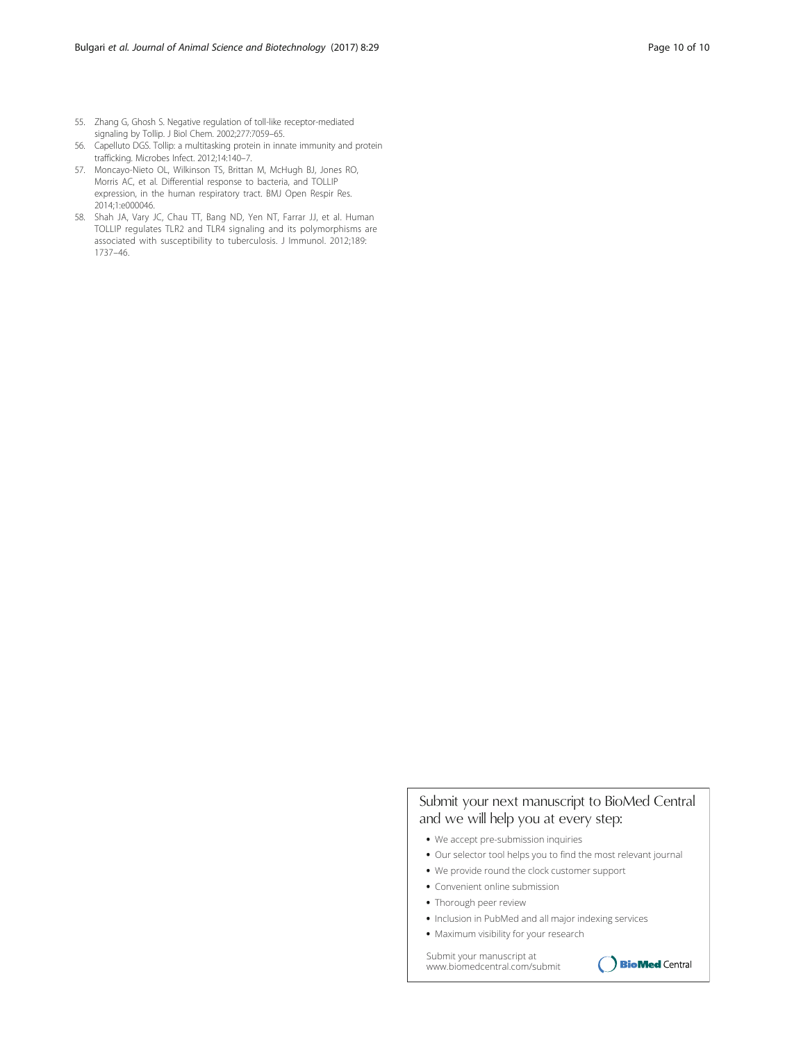55. Zhang G, Ghosh S. Negative regulation of toll-like receptor-mediated signaling by Tollip. J Biol Chem. 2002;277:7059–65.
56. Capelluto DGS. Tollip: a multitasking protein in innate immunity and protein trafficking. Microbes Infect. 2012;14:140–7.
57. Moncayo-Nieto OL, Wilkinson TS, Brittan M, McHugh BJ, Jones RO, Morris AC, et al. Differential response to bacteria, and TOLLIP expression, in the human respiratory tract. BMJ Open Respir Res. 2014;1:e000046.
58. Shah JA, Vary JC, Chau TT, Bang ND, Yen NT, Farrar JJ, et al. Human TOLLIP regulates TLR2 and TLR4 signaling and its polymorphisms are associated with susceptibility to tuberculosis. J Immunol. 2012;189: 1737–46.

Submit your next manuscript to BioMed Central and we will help you at every step:

- We accept pre-submission inquiries
- Our selector tool helps you to find the most relevant journal
- We provide round the clock customer support
- Convenient online submission
- Thorough peer review
- Inclusion in PubMed and all major indexing services
- Maximum visibility for your research

Submit your manuscript at
www.biomedcentral.com/submit

BioMed Central